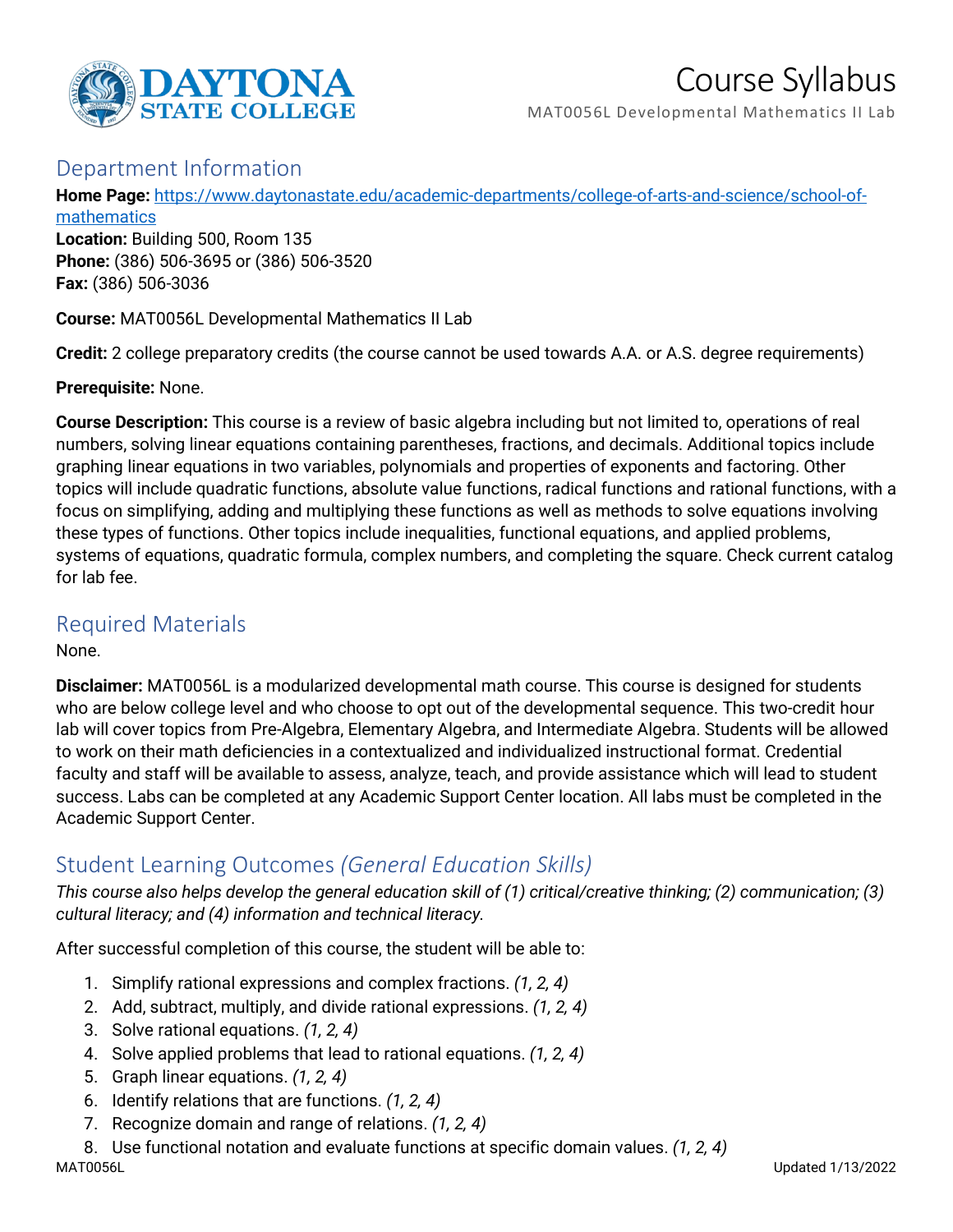# Course Syllabus

MAT0056L Developmental Mathematics II Lab

## Department Information

**Home Page:** [https://www.daytonastate.edu/academic-departments/college-of-arts-and-science/school-of-mathematics](https://www.daytonastate.edu/academic-departments/college-of-arts-and-science/school-of-mathematics)
**Location:** Building 500, Room 135
**Phone:** (386) 506-3695 or (386) 506-3520
**Fax:** (386) 506-3036

**Course:** MAT0056L Developmental Mathematics II Lab

**Credit:** 2 college preparatory credits (the course cannot be used towards A.A. or A.S. degree requirements)

**Prerequisite:** None.

**Course Description:** This course is a review of basic algebra including but not limited to, operations of real numbers, solving linear equations containing parentheses, fractions, and decimals. Additional topics include graphing linear equations in two variables, polynomials and properties of exponents and factoring. Other topics will include quadratic functions, absolute value functions, radical functions and rational functions, with a focus on simplifying, adding and multiplying these functions as well as methods to solve equations involving these types of functions. Other topics include inequalities, functional equations, and applied problems, systems of equations, quadratic formula, complex numbers, and completing the square. Check current catalog for lab fee.

## Required Materials

None.

**Disclaimer:** MAT0056L is a modularized developmental math course. This course is designed for students who are below college level and who choose to opt out of the developmental sequence. This two-credit hour lab will cover topics from Pre-Algebra, Elementary Algebra, and Intermediate Algebra. Students will be allowed to work on their math deficiencies in a contextualized and individualized instructional format. Credential faculty and staff will be available to assess, analyze, teach, and provide assistance which will lead to student success. Labs can be completed at any Academic Support Center location. All labs must be completed in the Academic Support Center.

## Student Learning Outcomes *(General Education Skills)*

*This course also helps develop the general education skill of (1) critical/creative thinking; (2) communication; (3) cultural literacy; and (4) information and technical literacy.*

After successful completion of this course, the student will be able to:

1. Simplify rational expressions and complex fractions. *(1, 2, 4)*
2. Add, subtract, multiply, and divide rational expressions. *(1, 2, 4)*
3. Solve rational equations. *(1, 2, 4)*
4. Solve applied problems that lead to rational equations. *(1, 2, 4)*
5. Graph linear equations. *(1, 2, 4)*
6. Identify relations that are functions. *(1, 2, 4)*
7. Recognize domain and range of relations. *(1, 2, 4)*
8. Use functional notation and evaluate functions at specific domain values. *(1, 2, 4)*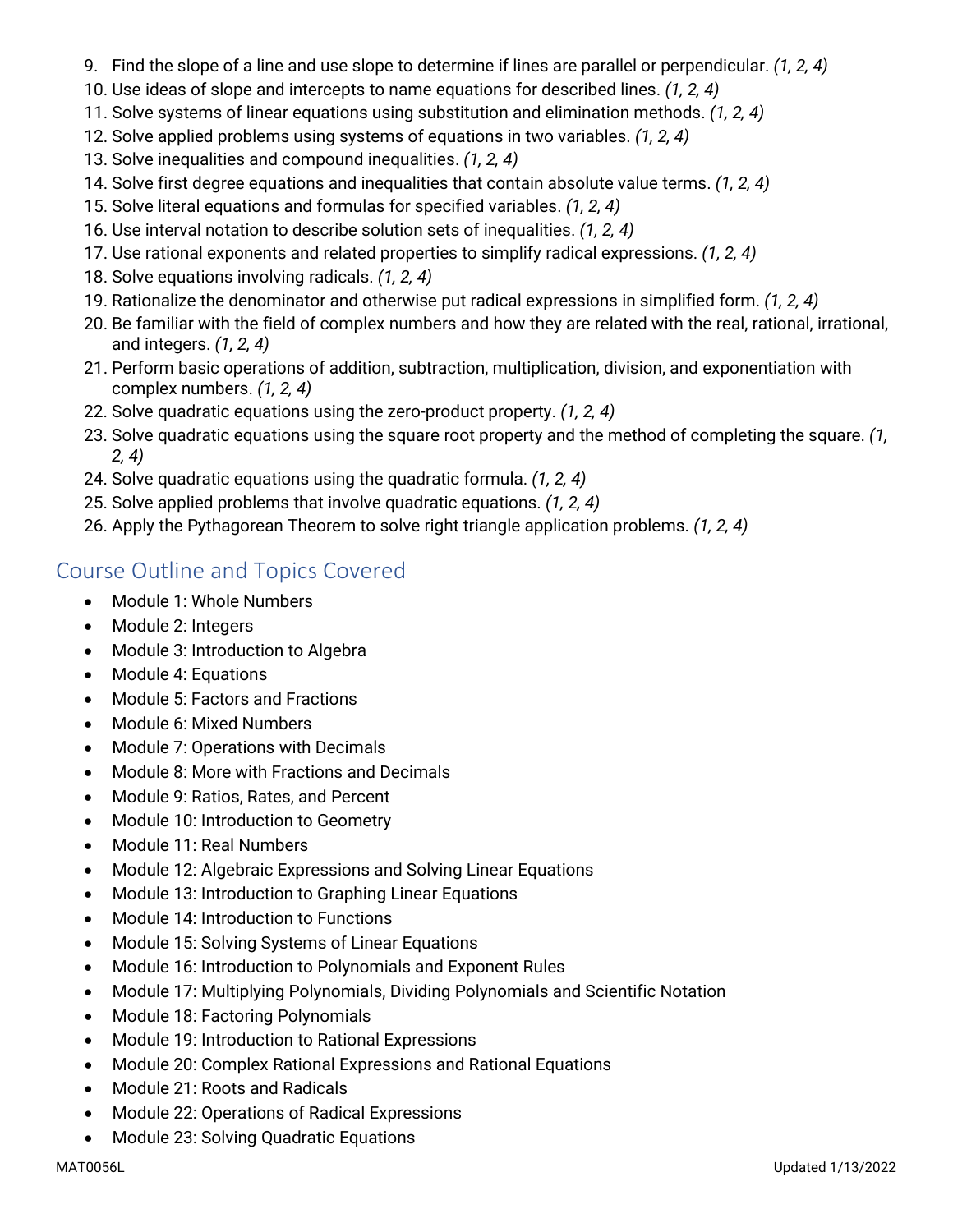9. Find the slope of a line and use slope to determine if lines are parallel or perpendicular. *(1, 2, 4)*
10. Use ideas of slope and intercepts to name equations for described lines. *(1, 2, 4)*
11. Solve systems of linear equations using substitution and elimination methods. *(1, 2, 4)*
12. Solve applied problems using systems of equations in two variables. *(1, 2, 4)*
13. Solve inequalities and compound inequalities. *(1, 2, 4)*
14. Solve first degree equations and inequalities that contain absolute value terms. *(1, 2, 4)*
15. Solve literal equations and formulas for specified variables. *(1, 2, 4)*
16. Use interval notation to describe solution sets of inequalities. *(1, 2, 4)*
17. Use rational exponents and related properties to simplify radical expressions. *(1, 2, 4)*
18. Solve equations involving radicals. *(1, 2, 4)*
19. Rationalize the denominator and otherwise put radical expressions in simplified form. *(1, 2, 4)*
20. Be familiar with the field of complex numbers and how they are related with the real, rational, irrational, and integers. *(1, 2, 4)*
21. Perform basic operations of addition, subtraction, multiplication, division, and exponentiation with complex numbers. *(1, 2, 4)*
22. Solve quadratic equations using the zero-product property. *(1, 2, 4)*
23. Solve quadratic equations using the square root property and the method of completing the square. *(1, 2, 4)*
24. Solve quadratic equations using the quadratic formula. *(1, 2, 4)*
25. Solve applied problems that involve quadratic equations. *(1, 2, 4)*
26. Apply the Pythagorean Theorem to solve right triangle application problems. *(1, 2, 4)*

## Course Outline and Topics Covered

- Module 1: Whole Numbers
- Module 2: Integers
- Module 3: Introduction to Algebra
- Module 4: Equations
- Module 5: Factors and Fractions
- Module 6: Mixed Numbers
- Module 7: Operations with Decimals
- Module 8: More with Fractions and Decimals
- Module 9: Ratios, Rates, and Percent
- Module 10: Introduction to Geometry
- Module 11: Real Numbers
- Module 12: Algebraic Expressions and Solving Linear Equations
- Module 13: Introduction to Graphing Linear Equations
- Module 14: Introduction to Functions
- Module 15: Solving Systems of Linear Equations
- Module 16: Introduction to Polynomials and Exponent Rules
- Module 17: Multiplying Polynomials, Dividing Polynomials and Scientific Notation
- Module 18: Factoring Polynomials
- Module 19: Introduction to Rational Expressions
- Module 20: Complex Rational Expressions and Rational Equations
- Module 21: Roots and Radicals
- Module 22: Operations of Radical Expressions
- Module 23: Solving Quadratic Equations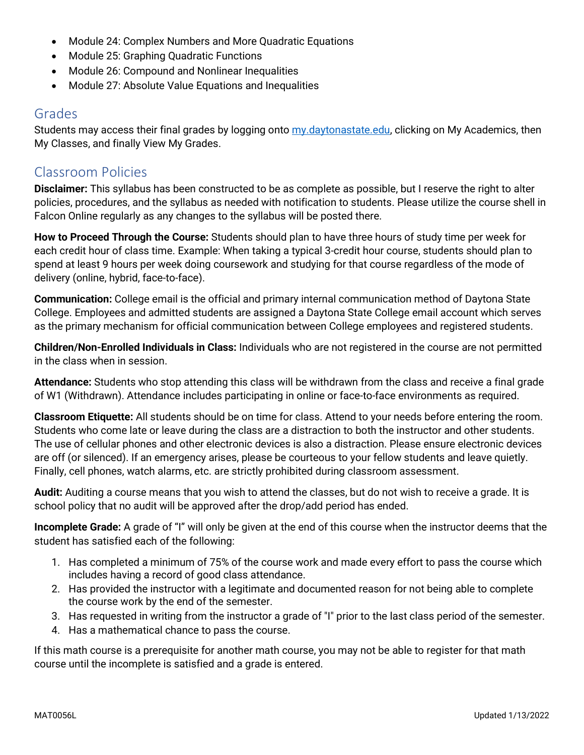- Module 24: Complex Numbers and More Quadratic Equations
- Module 25: Graphing Quadratic Functions
- Module 26: Compound and Nonlinear Inequalities
- Module 27: Absolute Value Equations and Inequalities

## Grades

Students may access their final grades by logging onto my.daytonastate.edu, clicking on My Academics, then My Classes, and finally View My Grades.

## Classroom Policies

**Disclaimer:** This syllabus has been constructed to be as complete as possible, but I reserve the right to alter policies, procedures, and the syllabus as needed with notification to students. Please utilize the course shell in Falcon Online regularly as any changes to the syllabus will be posted there.

**How to Proceed Through the Course:** Students should plan to have three hours of study time per week for each credit hour of class time. Example: When taking a typical 3-credit hour course, students should plan to spend at least 9 hours per week doing coursework and studying for that course regardless of the mode of delivery (online, hybrid, face-to-face).

**Communication:** College email is the official and primary internal communication method of Daytona State College. Employees and admitted students are assigned a Daytona State College email account which serves as the primary mechanism for official communication between College employees and registered students.

**Children/Non-Enrolled Individuals in Class:** Individuals who are not registered in the course are not permitted in the class when in session.

**Attendance:** Students who stop attending this class will be withdrawn from the class and receive a final grade of W1 (Withdrawn). Attendance includes participating in online or face-to-face environments as required.

**Classroom Etiquette:** All students should be on time for class. Attend to your needs before entering the room. Students who come late or leave during the class are a distraction to both the instructor and other students. The use of cellular phones and other electronic devices is also a distraction. Please ensure electronic devices are off (or silenced). If an emergency arises, please be courteous to your fellow students and leave quietly. Finally, cell phones, watch alarms, etc. are strictly prohibited during classroom assessment.

**Audit:** Auditing a course means that you wish to attend the classes, but do not wish to receive a grade. It is school policy that no audit will be approved after the drop/add period has ended.

**Incomplete Grade:** A grade of “I” will only be given at the end of this course when the instructor deems that the student has satisfied each of the following:

1. Has completed a minimum of 75% of the course work and made every effort to pass the course which includes having a record of good class attendance.
2. Has provided the instructor with a legitimate and documented reason for not being able to complete the course work by the end of the semester.
3. Has requested in writing from the instructor a grade of "I" prior to the last class period of the semester.
4. Has a mathematical chance to pass the course.

If this math course is a prerequisite for another math course, you may not be able to register for that math course until the incomplete is satisfied and a grade is entered.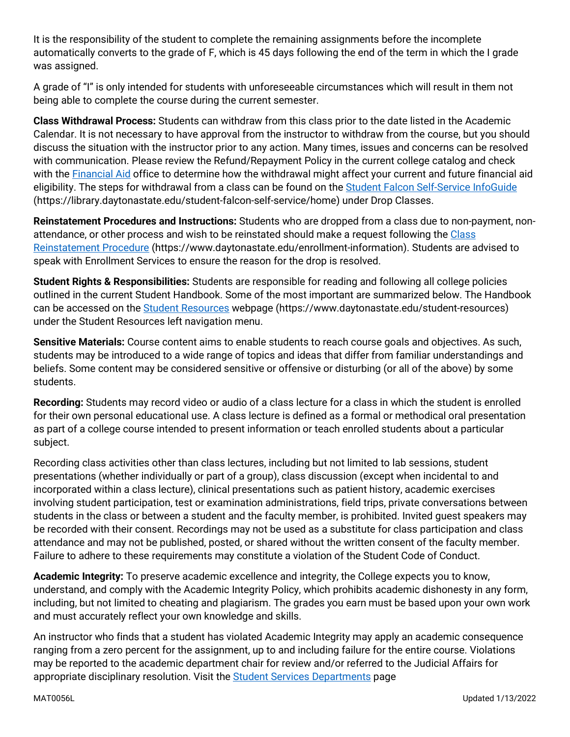It is the responsibility of the student to complete the remaining assignments before the incomplete automatically converts to the grade of F, which is 45 days following the end of the term in which the I grade was assigned.

A grade of "I" is only intended for students with unforeseeable circumstances which will result in them not being able to complete the course during the current semester.

**Class Withdrawal Process:** Students can withdraw from this class prior to the date listed in the Academic Calendar. It is not necessary to have approval from the instructor to withdraw from the course, but you should discuss the situation with the instructor prior to any action. Many times, issues and concerns can be resolved with communication. Please review the Refund/Repayment Policy in the current college catalog and check with the Financial Aid office to determine how the withdrawal might affect your current and future financial aid eligibility. The steps for withdrawal from a class can be found on the Student Falcon Self-Service InfoGuide (https://library.daytonastate.edu/student-falcon-self-service/home) under Drop Classes.

**Reinstatement Procedures and Instructions:** Students who are dropped from a class due to non-payment, non-attendance, or other process and wish to be reinstated should make a request following the Class Reinstatement Procedure (https://www.daytonastate.edu/enrollment-information). Students are advised to speak with Enrollment Services to ensure the reason for the drop is resolved.

**Student Rights & Responsibilities:** Students are responsible for reading and following all college policies outlined in the current Student Handbook. Some of the most important are summarized below. The Handbook can be accessed on the Student Resources webpage (https://www.daytonastate.edu/student-resources) under the Student Resources left navigation menu.

**Sensitive Materials:** Course content aims to enable students to reach course goals and objectives. As such, students may be introduced to a wide range of topics and ideas that differ from familiar understandings and beliefs. Some content may be considered sensitive or offensive or disturbing (or all of the above) by some students.

**Recording:** Students may record video or audio of a class lecture for a class in which the student is enrolled for their own personal educational use. A class lecture is defined as a formal or methodical oral presentation as part of a college course intended to present information or teach enrolled students about a particular subject.

Recording class activities other than class lectures, including but not limited to lab sessions, student presentations (whether individually or part of a group), class discussion (except when incidental to and incorporated within a class lecture), clinical presentations such as patient history, academic exercises involving student participation, test or examination administrations, field trips, private conversations between students in the class or between a student and the faculty member, is prohibited. Invited guest speakers may be recorded with their consent. Recordings may not be used as a substitute for class participation and class attendance and may not be published, posted, or shared without the written consent of the faculty member. Failure to adhere to these requirements may constitute a violation of the Student Code of Conduct.

**Academic Integrity:** To preserve academic excellence and integrity, the College expects you to know, understand, and comply with the Academic Integrity Policy, which prohibits academic dishonesty in any form, including, but not limited to cheating and plagiarism. The grades you earn must be based upon your own work and must accurately reflect your own knowledge and skills.

An instructor who finds that a student has violated Academic Integrity may apply an academic consequence ranging from a zero percent for the assignment, up to and including failure for the entire course. Violations may be reported to the academic department chair for review and/or referred to the Judicial Affairs for appropriate disciplinary resolution. Visit the Student Services Departments page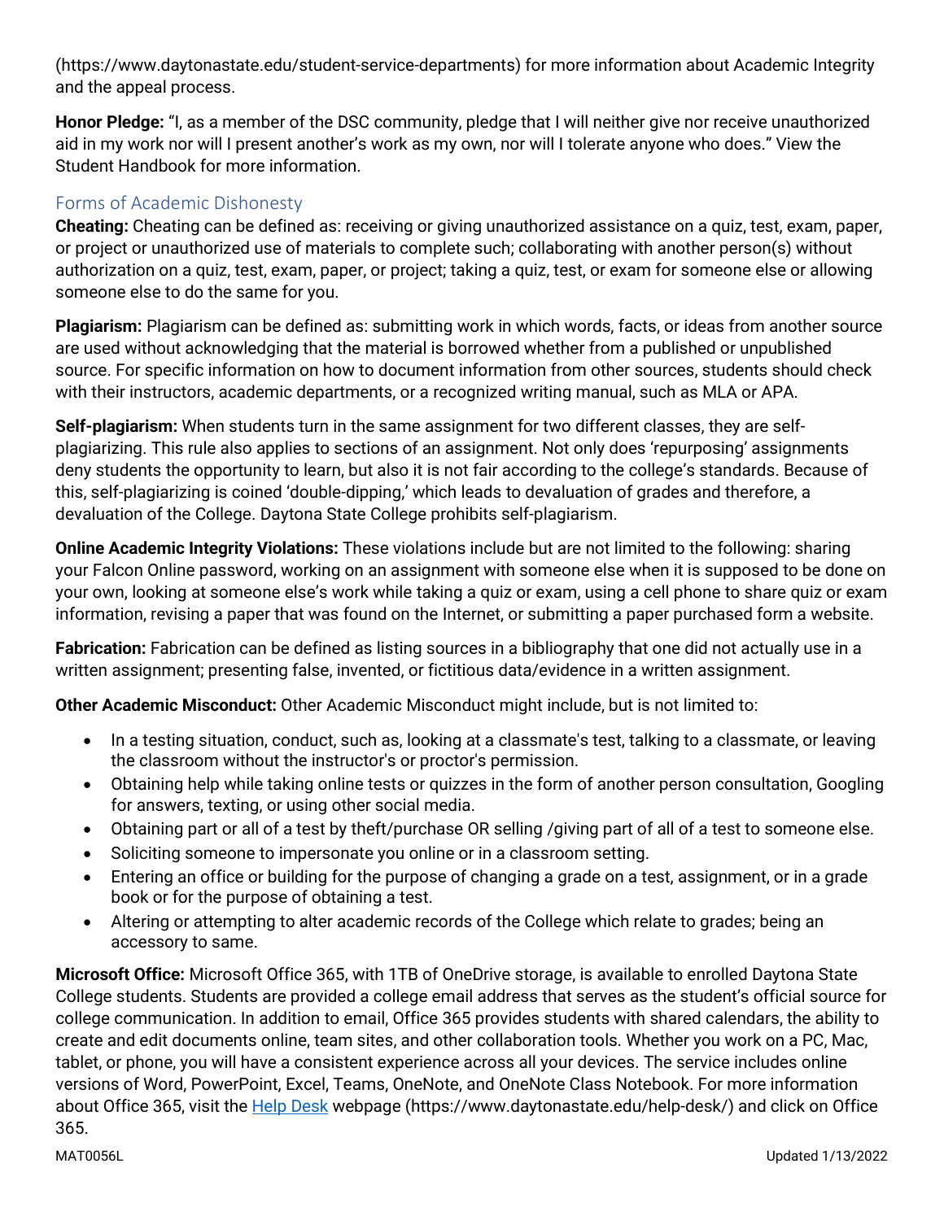(https://www.daytonastate.edu/student-service-departments) for more information about Academic Integrity and the appeal process.

**Honor Pledge:** “I, as a member of the DSC community, pledge that I will neither give nor receive unauthorized aid in my work nor will I present another’s work as my own, nor will I tolerate anyone who does.” View the Student Handbook for more information.

## Forms of Academic Dishonesty

**Cheating:** Cheating can be defined as: receiving or giving unauthorized assistance on a quiz, test, exam, paper, or project or unauthorized use of materials to complete such; collaborating with another person(s) without authorization on a quiz, test, exam, paper, or project; taking a quiz, test, or exam for someone else or allowing someone else to do the same for you.

**Plagiarism:** Plagiarism can be defined as: submitting work in which words, facts, or ideas from another source are used without acknowledging that the material is borrowed whether from a published or unpublished source. For specific information on how to document information from other sources, students should check with their instructors, academic departments, or a recognized writing manual, such as MLA or APA.

**Self-plagiarism:** When students turn in the same assignment for two different classes, they are self-plagiarizing. This rule also applies to sections of an assignment. Not only does ‘repurposing’ assignments deny students the opportunity to learn, but also it is not fair according to the college’s standards. Because of this, self-plagiarizing is coined ‘double-dipping,’ which leads to devaluation of grades and therefore, a devaluation of the College. Daytona State College prohibits self-plagiarism.

**Online Academic Integrity Violations:** These violations include but are not limited to the following: sharing your Falcon Online password, working on an assignment with someone else when it is supposed to be done on your own, looking at someone else’s work while taking a quiz or exam, using a cell phone to share quiz or exam information, revising a paper that was found on the Internet, or submitting a paper purchased form a website.

**Fabrication:** Fabrication can be defined as listing sources in a bibliography that one did not actually use in a written assignment; presenting false, invented, or fictitious data/evidence in a written assignment.

**Other Academic Misconduct:** Other Academic Misconduct might include, but is not limited to:

- In a testing situation, conduct, such as, looking at a classmate's test, talking to a classmate, or leaving the classroom without the instructor's or proctor's permission.
- Obtaining help while taking online tests or quizzes in the form of another person consultation, Googling for answers, texting, or using other social media.
- Obtaining part or all of a test by theft/purchase OR selling /giving part of all of a test to someone else.
- Soliciting someone to impersonate you online or in a classroom setting.
- Entering an office or building for the purpose of changing a grade on a test, assignment, or in a grade book or for the purpose of obtaining a test.
- Altering or attempting to alter academic records of the College which relate to grades; being an accessory to same.

**Microsoft Office:** Microsoft Office 365, with 1TB of OneDrive storage, is available to enrolled Daytona State College students. Students are provided a college email address that serves as the student’s official source for college communication. In addition to email, Office 365 provides students with shared calendars, the ability to create and edit documents online, team sites, and other collaboration tools. Whether you work on a PC, Mac, tablet, or phone, you will have a consistent experience across all your devices. The service includes online versions of Word, PowerPoint, Excel, Teams, OneNote, and OneNote Class Notebook. For more information about Office 365, visit the [Help Desk](https://www.daytonastate.edu/help-desk/) webpage (https://www.daytonastate.edu/help-desk/) and click on Office 365.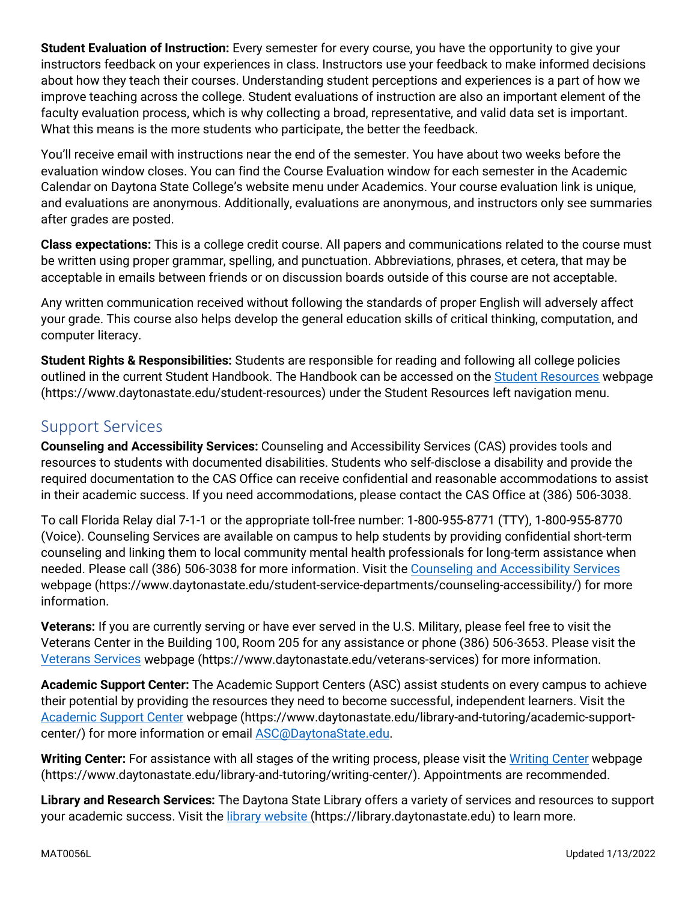**Student Evaluation of Instruction:** Every semester for every course, you have the opportunity to give your instructors feedback on your experiences in class. Instructors use your feedback to make informed decisions about how they teach their courses. Understanding student perceptions and experiences is a part of how we improve teaching across the college. Student evaluations of instruction are also an important element of the faculty evaluation process, which is why collecting a broad, representative, and valid data set is important. What this means is the more students who participate, the better the feedback.

You'll receive email with instructions near the end of the semester. You have about two weeks before the evaluation window closes. You can find the Course Evaluation window for each semester in the Academic Calendar on Daytona State College's website menu under Academics. Your course evaluation link is unique, and evaluations are anonymous. Additionally, evaluations are anonymous, and instructors only see summaries after grades are posted.

**Class expectations:** This is a college credit course. All papers and communications related to the course must be written using proper grammar, spelling, and punctuation. Abbreviations, phrases, et cetera, that may be acceptable in emails between friends or on discussion boards outside of this course are not acceptable.

Any written communication received without following the standards of proper English will adversely affect your grade. This course also helps develop the general education skills of critical thinking, computation, and computer literacy.

**Student Rights & Responsibilities:** Students are responsible for reading and following all college policies outlined in the current Student Handbook. The Handbook can be accessed on the [Student Resources](https://www.daytonastate.edu/student-resources) webpage (https://www.daytonastate.edu/student-resources) under the Student Resources left navigation menu.

## Support Services

**Counseling and Accessibility Services:** Counseling and Accessibility Services (CAS) provides tools and resources to students with documented disabilities. Students who self-disclose a disability and provide the required documentation to the CAS Office can receive confidential and reasonable accommodations to assist in their academic success. If you need accommodations, please contact the CAS Office at (386) 506-3038.

To call Florida Relay dial 7-1-1 or the appropriate toll-free number: 1-800-955-8771 (TTY), 1-800-955-8770 (Voice). Counseling Services are available on campus to help students by providing confidential short-term counseling and linking them to local community mental health professionals for long-term assistance when needed. Please call (386) 506-3038 for more information. Visit the [Counseling and Accessibility Services](https://www.daytonastate.edu/student-service-departments/counseling-accessibility/) webpage (https://www.daytonastate.edu/student-service-departments/counseling-accessibility/) for more information.

**Veterans:** If you are currently serving or have ever served in the U.S. Military, please feel free to visit the Veterans Center in the Building 100, Room 205 for any assistance or phone (386) 506-3653. Please visit the [Veterans Services](https://www.daytonastate.edu/veterans-services) webpage (https://www.daytonastate.edu/veterans-services) for more information.

**Academic Support Center:** The Academic Support Centers (ASC) assist students on every campus to achieve their potential by providing the resources they need to become successful, independent learners. Visit the [Academic Support Center](https://www.daytonastate.edu/library-and-tutoring/academic-support-center/) webpage (https://www.daytonastate.edu/library-and-tutoring/academic-support-center/) for more information or email [ASC@DaytonaState.edu](mailto:ASC@DaytonaState.edu).

**Writing Center:** For assistance with all stages of the writing process, please visit the [Writing Center](https://www.daytonastate.edu/library-and-tutoring/writing-center/) webpage (https://www.daytonastate.edu/library-and-tutoring/writing-center/). Appointments are recommended.

**Library and Research Services:** The Daytona State Library offers a variety of services and resources to support your academic success. Visit the [library website](https://library.daytonastate.edu) (https://library.daytonastate.edu) to learn more.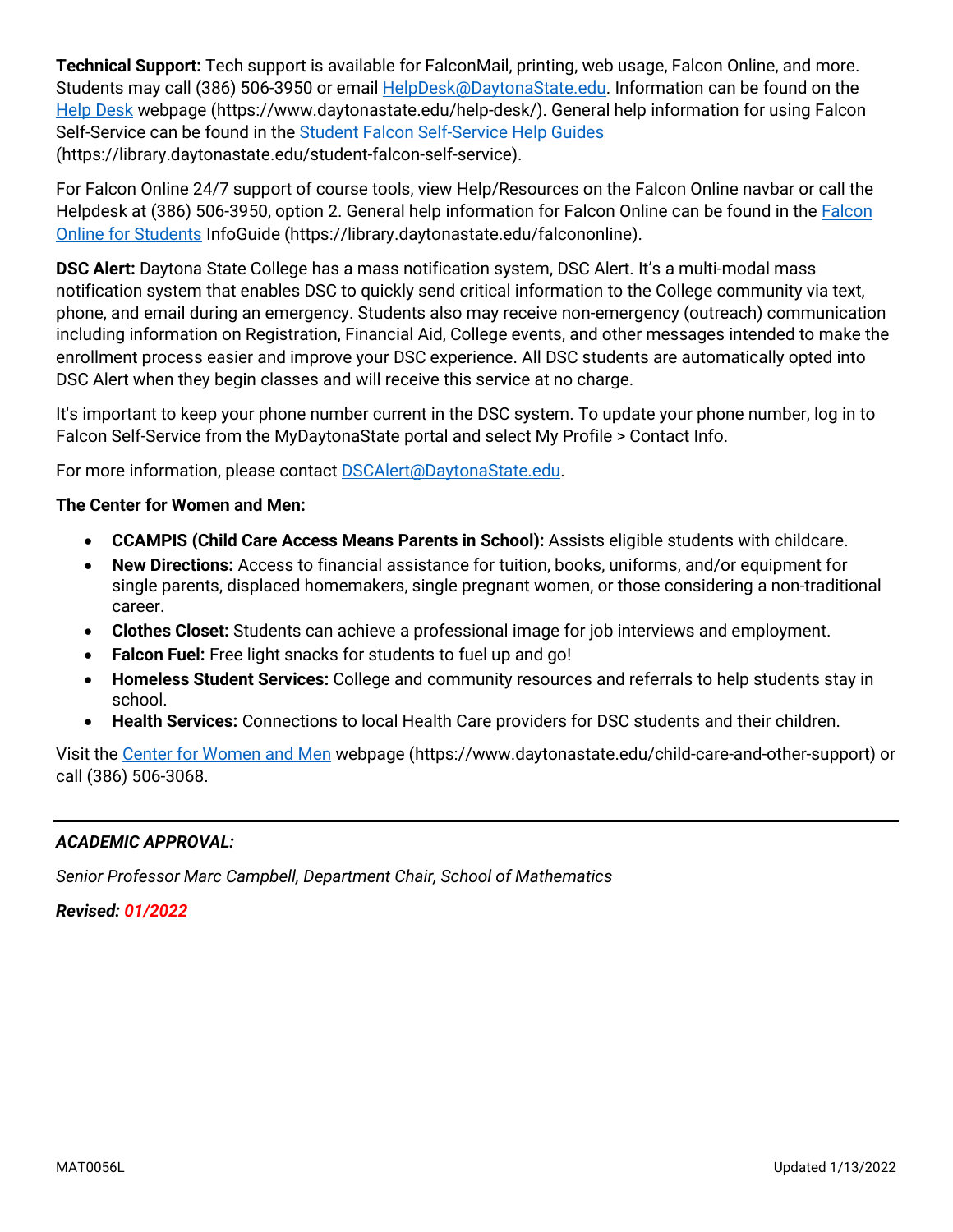**Technical Support:** Tech support is available for FalconMail, printing, web usage, Falcon Online, and more. Students may call (386) 506-3950 or email [HelpDesk@DaytonaState.edu](mailto:HelpDesk@DaytonaState.edu). Information can be found on the [Help Desk](https://www.daytonastate.edu/help-desk/) webpage (https://www.daytonastate.edu/help-desk/). General help information for using Falcon Self-Service can be found in the [Student Falcon Self-Service Help Guides](https://library.daytonastate.edu/student-falcon-self-service) (https://library.daytonastate.edu/student-falcon-self-service).

For Falcon Online 24/7 support of course tools, view Help/Resources on the Falcon Online navbar or call the Helpdesk at (386) 506-3950, option 2. General help information for Falcon Online can be found in the [Falcon Online for Students](https://library.daytonastate.edu/falcononline) InfoGuide (https://library.daytonastate.edu/falcononline).

**DSC Alert:** Daytona State College has a mass notification system, DSC Alert. It's a multi-modal mass notification system that enables DSC to quickly send critical information to the College community via text, phone, and email during an emergency. Students also may receive non-emergency (outreach) communication including information on Registration, Financial Aid, College events, and other messages intended to make the enrollment process easier and improve your DSC experience. All DSC students are automatically opted into DSC Alert when they begin classes and will receive this service at no charge.

It's important to keep your phone number current in the DSC system. To update your phone number, log in to Falcon Self-Service from the MyDaytonaState portal and select My Profile > Contact Info.

For more information, please contact [DSCAlert@DaytonaState.edu](mailto:DSCAlert@DaytonaState.edu).

**The Center for Women and Men:**

- **CCAMPIS (Child Care Access Means Parents in School):** Assists eligible students with childcare.
- **New Directions:** Access to financial assistance for tuition, books, uniforms, and/or equipment for single parents, displaced homemakers, single pregnant women, or those considering a non-traditional career.
- **Clothes Closet:** Students can achieve a professional image for job interviews and employment.
- **Falcon Fuel:** Free light snacks for students to fuel up and go!
- **Homeless Student Services:** College and community resources and referrals to help students stay in school.
- **Health Services:** Connections to local Health Care providers for DSC students and their children.

Visit the [Center for Women and Men](https://www.daytonastate.edu/child-care-and-other-support) webpage (https://www.daytonastate.edu/child-care-and-other-support) or call (386) 506-3068.

---

***ACADEMIC APPROVAL:***

*Senior Professor Marc Campbell, Department Chair, School of Mathematics*

***Revised: 01/2022***